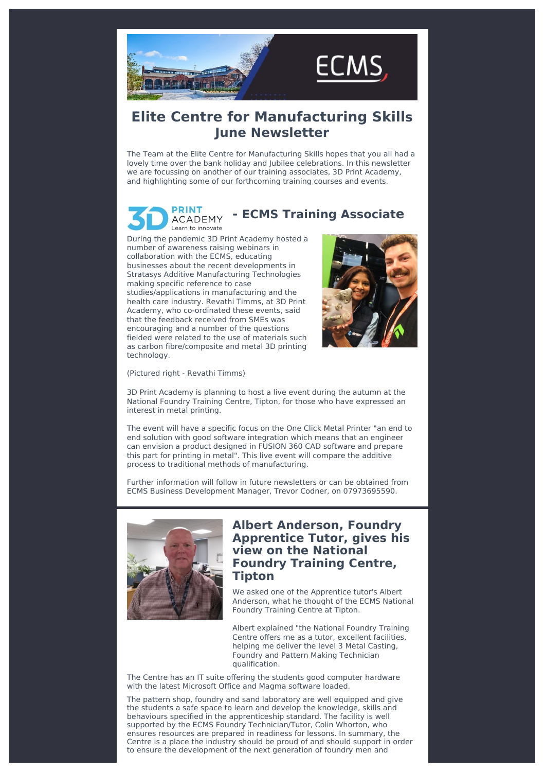# Elite Centre for Manufacturing Skills June Newsletter

The Team at the Elite Centre for Manufacturing Skills hopes that you all had a lovely time over the bank holiday and Jubilee celebrations. In this newsletter we are focussing on another of our training associates, 3D Print Academy, and highlighting some of our forthcoming training courses and events.

## 3D PRINT ACADEMY Learn to innovate - ECMS Training Associate

During the pandemic 3D Print Academy hosted a number of awareness raising webinars in collaboration with the ECMS, educating businesses about the recent developments in Stratasys Additive Manufacturing Technologies making specific reference to case studies/applications in manufacturing and the health care industry. Revathi Timms, at 3D Print Academy, who co-ordinated these events, said that the feedback received from SMEs was encouraging and a number of the questions fielded were related to the use of materials such as carbon fibre/composite and metal 3D printing technology.

(Pictured right - Revathi Timms)

3D Print Academy is planning to host a live event during the autumn at the National Foundry Training Centre, Tipton, for those who have expressed an interest in metal printing.

The event will have a specific focus on the One Click Metal Printer "an end to end solution with good software integration which means that an engineer can envision a product designed in FUSION 360 CAD software and prepare this part for printing in metal". This live event will compare the additive process to traditional methods of manufacturing.

Further information will follow in future newsletters or can be obtained from ECMS Business Development Manager, Trevor Codner, on 07973695590.

## Albert Anderson, Foundry Apprentice Tutor, gives his view on the National Foundry Training Centre, Tipton

We asked one of the Apprentice tutor's Albert Anderson, what he thought of the ECMS National Foundry Training Centre at Tipton.

Albert explained "the National Foundry Training Centre offers me as a tutor, excellent facilities, helping me deliver the level 3 Metal Casting, Foundry and Pattern Making Technician qualification.

The Centre has an IT suite offering the students good computer hardware with the latest Microsoft Office and Magma software loaded.

The pattern shop, foundry and sand laboratory are well equipped and give the students a safe space to learn and develop the knowledge, skills and behaviours specified in the apprenticeship standard. The facility is well supported by the ECMS Foundry Technician/Tutor, Colin Whorton, who ensures resources are prepared in readiness for lessons. In summary, the Centre is a place the industry should be proud of and should support in order to ensure the development of the next generation of foundry men and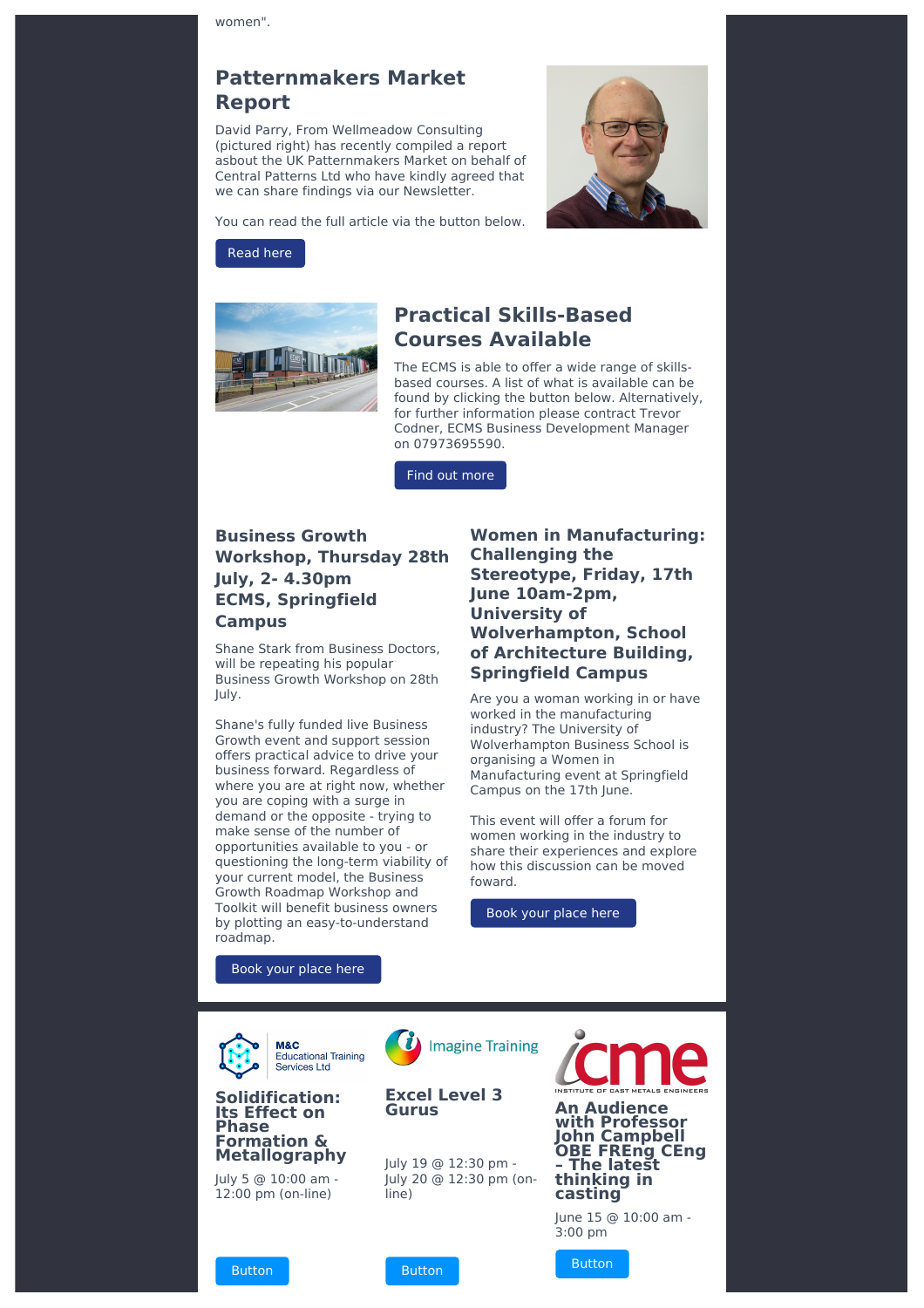women".

## Patternmakers Market Report

David Parry, From Wellmeadow Consulting (pictured right) has recently compiled a report asbout the UK Patternmakers Market on behalf of Central Patterns Ltd who have kindly agreed that we can share findings via our Newsletter.

You can read the full article via the button below.

Read here

## Practical Skills-Based Courses Available

The ECMS is able to offer a wide range of skills-based courses. A list of what is available can be found by clicking the button below. Alternatively, for further information please contract Trevor Codner, ECMS Business Development Manager on 07973695590.

Find out more

### Business Growth Workshop, Thursday 28th July, 2- 4.30pm ECMS, Springfield Campus

Shane Stark from Business Doctors, will be repeating his popular Business Growth Workshop on 28th July.

Shane's fully funded live Business Growth event and support session offers practical advice to drive your business forward. Regardless of where you are at right now, whether you are coping with a surge in demand or the opposite - trying to make sense of the number of opportunities available to you - or questioning the long-term viability of your current model, the Business Growth Roadmap Workshop and Toolkit will benefit business owners by plotting an easy-to-understand roadmap.

Book your place here

### Women in Manufacturing: Challenging the Stereotype, Friday, 17th June 10am-2pm, University of Wolverhampton, School of Architecture Building, Springfield Campus

Are you a woman working in or have worked in the manufacturing industry? The University of Wolverhampton Business School is organising a Women in Manufacturing event at Springfield Campus on the 17th June.

This event will offer a forum for women working in the industry to share their experiences and explore how this discussion can be moved foward.

Book your place here

M&C Educational Training Services Ltd

### Solidification: Its Effect on Phase Formation & Metallography

July 5 @ 10:00 am - 12:00 pm (on-line)

Button

Imagine Training

### Excel Level 3 Gurus

July 19 @ 12:30 pm - July 20 @ 12:30 pm (on-line)

Button

icme INSTITUTE OF CAST METALS ENGINEERS

### An Audience with Professor John Campbell OBE FREng CEng – The latest thinking in casting

June 15 @ 10:00 am - 3:00 pm

Button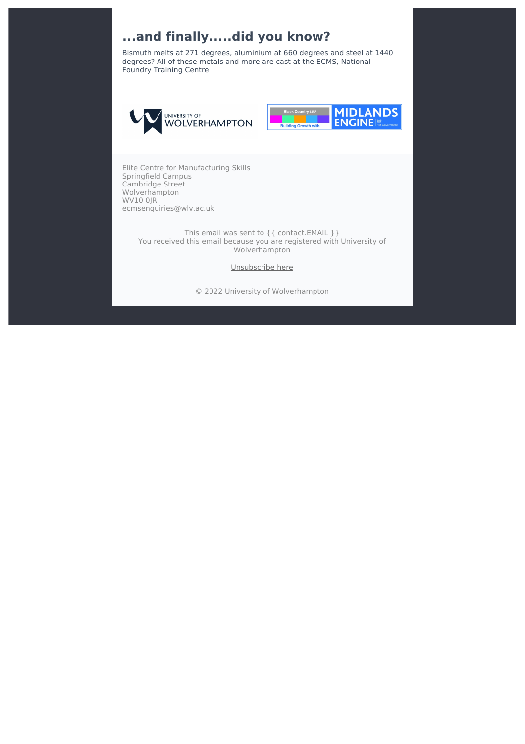## ...and finally.....did you know?

Bismuth melts at 271 degrees, aluminium at 660 degrees and steel at 1440 degrees? All of these metals and more are cast at the ECMS, National Foundry Training Centre.

Elite Centre for Manufacturing Skills
Springfield Campus
Cambridge Street
Wolverhampton
WV10 0JR
ecmsenquiries@wlv.ac.uk

This email was sent to {{ contact.EMAIL }}
You received this email because you are registered with University of Wolverhampton

Unsubscribe here

© 2022 University of Wolverhampton